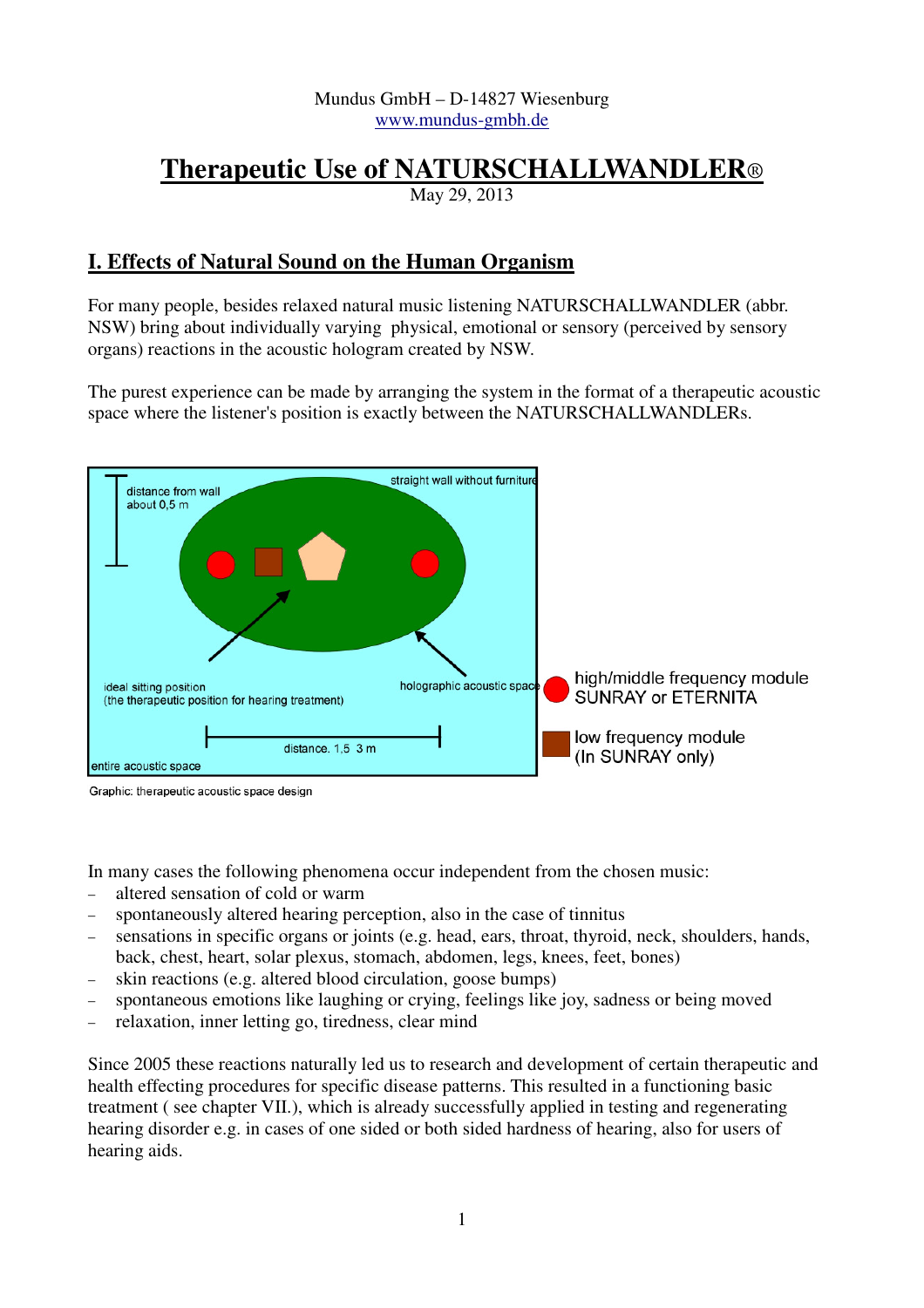Mundus GmbH – D-14827 Wiesenburg
www.mundus-gmbh.de

# Therapeutic Use of NATURSCHALLWANDLER®

May 29, 2013

## I. Effects of Natural Sound on the Human Organism

For many people, besides relaxed natural music listening NATURSCHALLWANDLER (abbr. NSW) bring about individually varying physical, emotional or sensory (perceived by sensory organs) reactions in the acoustic hologram created by NSW.

The purest experience can be made by arranging the system in the format of a therapeutic acoustic space where the listener's position is exactly between the NATURSCHALLWANDLERs.

distance from wall about 0,5 m

straight wall without furniture

ideal sitting position (the therapeutic position for hearing treatment)

holographic acoustic space

distance. 1,5 3 m

entire acoustic space

high/middle frequency module SUNRAY or ETERNITA

low frequency module (In SUNRAY only)

Graphic: therapeutic acoustic space design

In many cases the following phenomena occur independent from the chosen music:

- altered sensation of cold or warm
- spontaneously altered hearing perception, also in the case of tinnitus
- sensations in specific organs or joints (e.g. head, ears, throat, thyroid, neck, shoulders, hands, back, chest, heart, solar plexus, stomach, abdomen, legs, knees, feet, bones)
- skin reactions (e.g. altered blood circulation, goose bumps)
- spontaneous emotions like laughing or crying, feelings like joy, sadness or being moved
- relaxation, inner letting go, tiredness, clear mind

Since 2005 these reactions naturally led us to research and development of certain therapeutic and health effecting procedures for specific disease patterns. This resulted in a functioning basic treatment ( see chapter VII.), which is already successfully applied in testing and regenerating hearing disorder e.g. in cases of one sided or both sided hardness of hearing, also for users of hearing aids.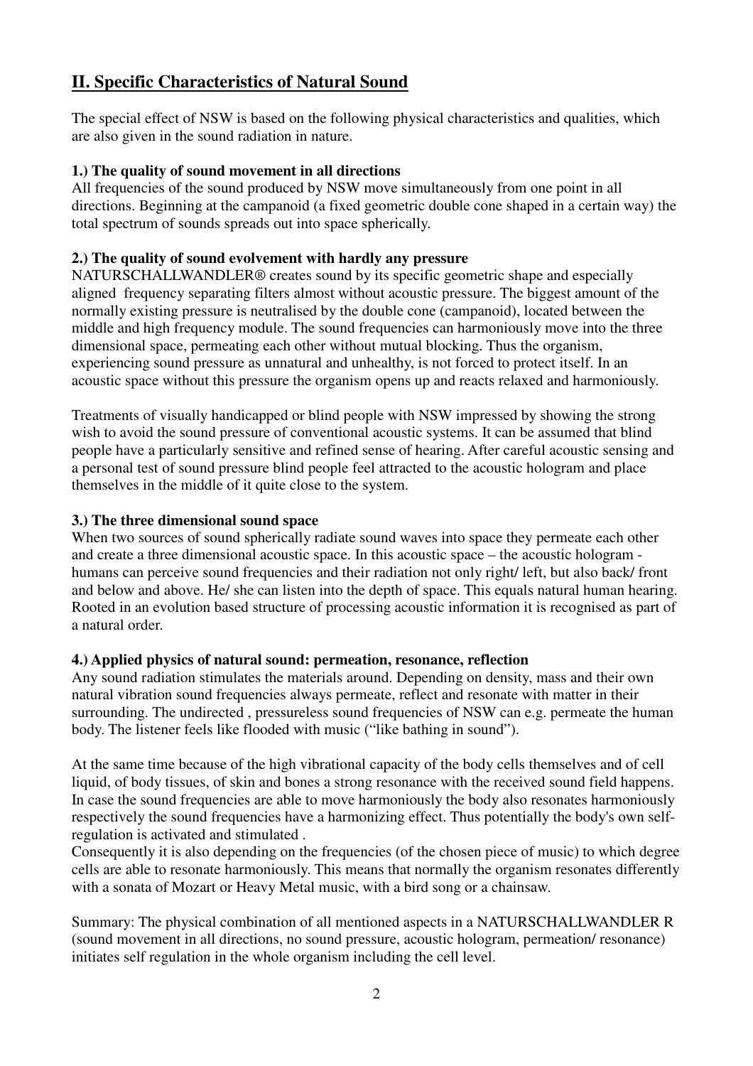## II. Specific Characteristics of Natural Sound

The special effect of NSW is based on the following physical characteristics and qualities, which are also given in the sound radiation in nature.

**1.) The quality of sound movement in all directions**

All frequencies of the sound produced by NSW move simultaneously from one point in all directions. Beginning at the campanoid (a fixed geometric double cone shaped in a certain way) the total spectrum of sounds spreads out into space spherically.

**2.) The quality of sound evolvement with hardly any pressure**

NATURSCHALLWANDLER® creates sound by its specific geometric shape and especially aligned frequency separating filters almost without acoustic pressure. The biggest amount of the normally existing pressure is neutralised by the double cone (campanoid), located between the middle and high frequency module. The sound frequencies can harmoniously move into the three dimensional space, permeating each other without mutual blocking. Thus the organism, experiencing sound pressure as unnatural and unhealthy, is not forced to protect itself. In an acoustic space without this pressure the organism opens up and reacts relaxed and harmoniously.

Treatments of visually handicapped or blind people with NSW impressed by showing the strong wish to avoid the sound pressure of conventional acoustic systems. It can be assumed that blind people have a particularly sensitive and refined sense of hearing. After careful acoustic sensing and a personal test of sound pressure blind people feel attracted to the acoustic hologram and place themselves in the middle of it quite close to the system.

**3.) The three dimensional sound space**

When two sources of sound spherically radiate sound waves into space they permeate each other and create a three dimensional acoustic space. In this acoustic space – the acoustic hologram - humans can perceive sound frequencies and their radiation not only right/ left, but also back/ front and below and above. He/ she can listen into the depth of space. This equals natural human hearing. Rooted in an evolution based structure of processing acoustic information it is recognised as part of a natural order.

**4.) Applied physics of natural sound: permeation, resonance, reflection**

Any sound radiation stimulates the materials around. Depending on density, mass and their own natural vibration sound frequencies always permeate, reflect and resonate with matter in their surrounding. The undirected , pressureless sound frequencies of NSW can e.g. permeate the human body. The listener feels like flooded with music ("like bathing in sound").

At the same time because of the high vibrational capacity of the body cells themselves and of cell liquid, of body tissues, of skin and bones a strong resonance with the received sound field happens. In case the sound frequencies are able to move harmoniously the body also resonates harmoniously respectively the sound frequencies have a harmonizing effect. Thus potentially the body's own self-regulation is activated and stimulated .

Consequently it is also depending on the frequencies (of the chosen piece of music) to which degree cells are able to resonate harmoniously. This means that normally the organism resonates differently with a sonata of Mozart or Heavy Metal music, with a bird song or a chainsaw.

Summary: The physical combination of all mentioned aspects in a NATURSCHALLWANDLER R (sound movement in all directions, no sound pressure, acoustic hologram, permeation/ resonance) initiates self regulation in the whole organism including the cell level.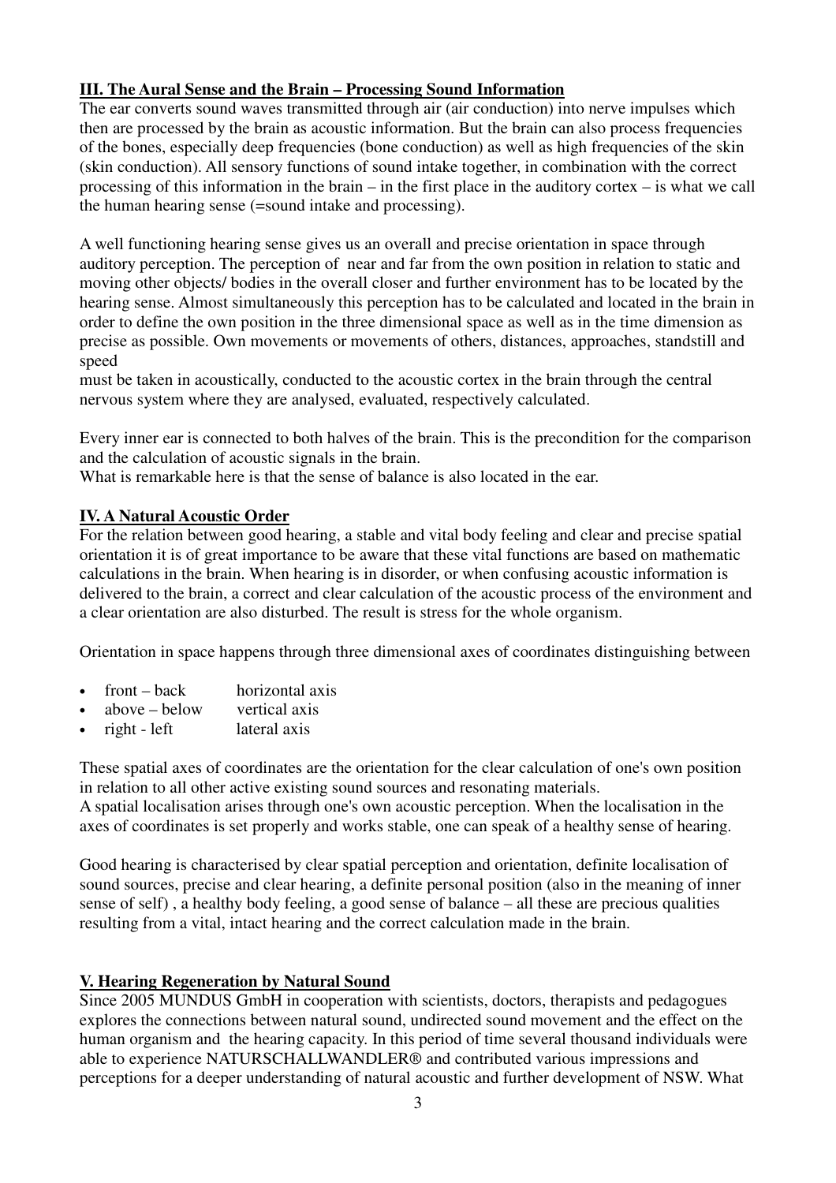## III. The Aural Sense and the Brain – Processing Sound Information

The ear converts sound waves transmitted through air (air conduction) into nerve impulses which then are processed by the brain as acoustic information. But the brain can also process frequencies of the bones, especially deep frequencies (bone conduction) as well as high frequencies of the skin (skin conduction). All sensory functions of sound intake together, in combination with the correct processing of this information in the brain – in the first place in the auditory cortex – is what we call the human hearing sense (=sound intake and processing).

A well functioning hearing sense gives us an overall and precise orientation in space through auditory perception. The perception of near and far from the own position in relation to static and moving other objects/ bodies in the overall closer and further environment has to be located by the hearing sense. Almost simultaneously this perception has to be calculated and located in the brain in order to define the own position in the three dimensional space as well as in the time dimension as precise as possible. Own movements or movements of others, distances, approaches, standstill and speed
must be taken in acoustically, conducted to the acoustic cortex in the brain through the central nervous system where they are analysed, evaluated, respectively calculated.

Every inner ear is connected to both halves of the brain. This is the precondition for the comparison and the calculation of acoustic signals in the brain.
What is remarkable here is that the sense of balance is also located in the ear.

## IV. A Natural Acoustic Order

For the relation between good hearing, a stable and vital body feeling and clear and precise spatial orientation it is of great importance to be aware that these vital functions are based on mathematic calculations in the brain. When hearing is in disorder, or when confusing acoustic information is delivered to the brain, a correct and clear calculation of the acoustic process of the environment and a clear orientation are also disturbed. The result is stress for the whole organism.

Orientation in space happens through three dimensional axes of coordinates distinguishing between

- front – back horizontal axis
- above – below vertical axis
- right - left lateral axis

These spatial axes of coordinates are the orientation for the clear calculation of one's own position in relation to all other active existing sound sources and resonating materials.
A spatial localisation arises through one's own acoustic perception. When the localisation in the axes of coordinates is set properly and works stable, one can speak of a healthy sense of hearing.

Good hearing is characterised by clear spatial perception and orientation, definite localisation of sound sources, precise and clear hearing, a definite personal position (also in the meaning of inner sense of self) , a healthy body feeling, a good sense of balance – all these are precious qualities resulting from a vital, intact hearing and the correct calculation made in the brain.

## V. Hearing Regeneration by Natural Sound

Since 2005 MUNDUS GmbH in cooperation with scientists, doctors, therapists and pedagogues explores the connections between natural sound, undirected sound movement and the effect on the human organism and the hearing capacity. In this period of time several thousand individuals were able to experience NATURSCHALLWANDLER® and contributed various impressions and perceptions for a deeper understanding of natural acoustic and further development of NSW. What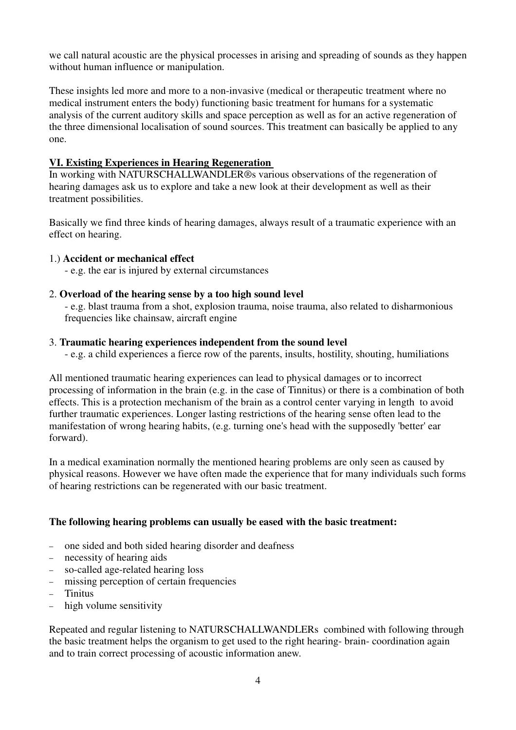we call natural acoustic are the physical processes in arising and spreading of sounds as they happen without human influence or manipulation.

These insights led more and more to a non-invasive (medical or therapeutic treatment where no medical instrument enters the body) functioning basic treatment for humans for a systematic analysis of the current auditory skills and space perception as well as for an active regeneration of the three dimensional localisation of sound sources. This treatment can basically be applied to any one.

## VI. Existing Experiences in Hearing Regeneration

In working with NATURSCHALLWANDLER®s various observations of the regeneration of hearing damages ask us to explore and take a new look at their development as well as their treatment possibilities.

Basically we find three kinds of hearing damages, always result of a traumatic experience with an effect on hearing.

1.) **Accident or mechanical effect**
   - e.g. the ear is injured by external circumstances

2. **Overload of the hearing sense by a too high sound level**
   - e.g. blast trauma from a shot, explosion trauma, noise trauma, also related to disharmonious frequencies like chainsaw, aircraft engine

3. **Traumatic hearing experiences independent from the sound level**
   - e.g. a child experiences a fierce row of the parents, insults, hostility, shouting, humiliations

All mentioned traumatic hearing experiences can lead to physical damages or to incorrect processing of information in the brain (e.g. in the case of Tinnitus) or there is a combination of both effects. This is a protection mechanism of the brain as a control center varying in length to avoid further traumatic experiences. Longer lasting restrictions of the hearing sense often lead to the manifestation of wrong hearing habits, (e.g. turning one's head with the supposedly 'better' ear forward).

In a medical examination normally the mentioned hearing problems are only seen as caused by physical reasons. However we have often made the experience that for many individuals such forms of hearing restrictions can be regenerated with our basic treatment.

**The following hearing problems can usually be eased with the basic treatment:**

- one sided and both sided hearing disorder and deafness
- necessity of hearing aids
- so-called age-related hearing loss
- missing perception of certain frequencies
- Tinitus
- high volume sensitivity

Repeated and regular listening to NATURSCHALLWANDLERs combined with following through the basic treatment helps the organism to get used to the right hearing- brain- coordination again and to train correct processing of acoustic information anew.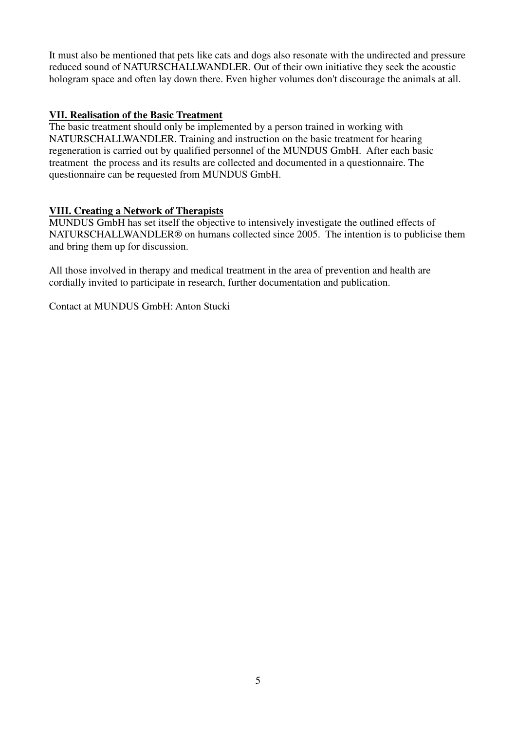It must also be mentioned that pets like cats and dogs also resonate with the undirected and pressure reduced sound of NATURSCHALLWANDLER. Out of their own initiative they seek the acoustic hologram space and often lay down there. Even higher volumes don't discourage the animals at all.

## VII. Realisation of the Basic Treatment

The basic treatment should only be implemented by a person trained in working with NATURSCHALLWANDLER. Training and instruction on the basic treatment for hearing regeneration is carried out by qualified personnel of the MUNDUS GmbH. After each basic treatment the process and its results are collected and documented in a questionnaire. The questionnaire can be requested from MUNDUS GmbH.

## VIII. Creating a Network of Therapists

MUNDUS GmbH has set itself the objective to intensively investigate the outlined effects of NATURSCHALLWANDLER® on humans collected since 2005. The intention is to publicise them and bring them up for discussion.

All those involved in therapy and medical treatment in the area of prevention and health are cordially invited to participate in research, further documentation and publication.

Contact at MUNDUS GmbH: Anton Stucki